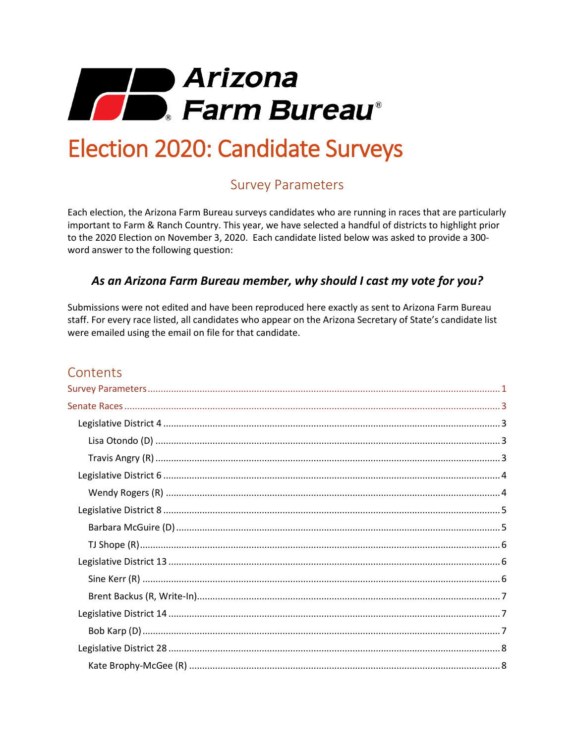# Arizona Farm Bureau®

# Election 2020: Candidate Surveys

## Survey Parameters

Each election, the Arizona Farm Bureau surveys candidates who are running in races that are particularly important to Farm & Ranch Country. This year, we have selected a handful of districts to highlight prior to the 2020 Election on November 3, 2020. Each candidate listed below was asked to provide a 300-word answer to the following question:

### *As an Arizona Farm Bureau member, why should I cast my vote for you?*

Submissions were not edited and have been reproduced here exactly as sent to Arizona Farm Bureau staff. For every race listed, all candidates who appear on the Arizona Secretary of State's candidate list were emailed using the email on file for that candidate.

## Contents

- Survey Parameters ..... 1
- Senate Races ..... 3
  - Legislative District 4 ..... 3
    - Lisa Otondo (D) ..... 3
    - Travis Angry (R) ..... 3
  - Legislative District 6 ..... 4
    - Wendy Rogers (R) ..... 4
  - Legislative District 8 ..... 5
    - Barbara McGuire (D) ..... 5
    - TJ Shope (R) ..... 6
  - Legislative District 13 ..... 6
    - Sine Kerr (R) ..... 6
    - Brent Backus (R, Write-In) ..... 7
  - Legislative District 14 ..... 7
    - Bob Karp (D) ..... 7
  - Legislative District 28 ..... 8
    - Kate Brophy-McGee (R) ..... 8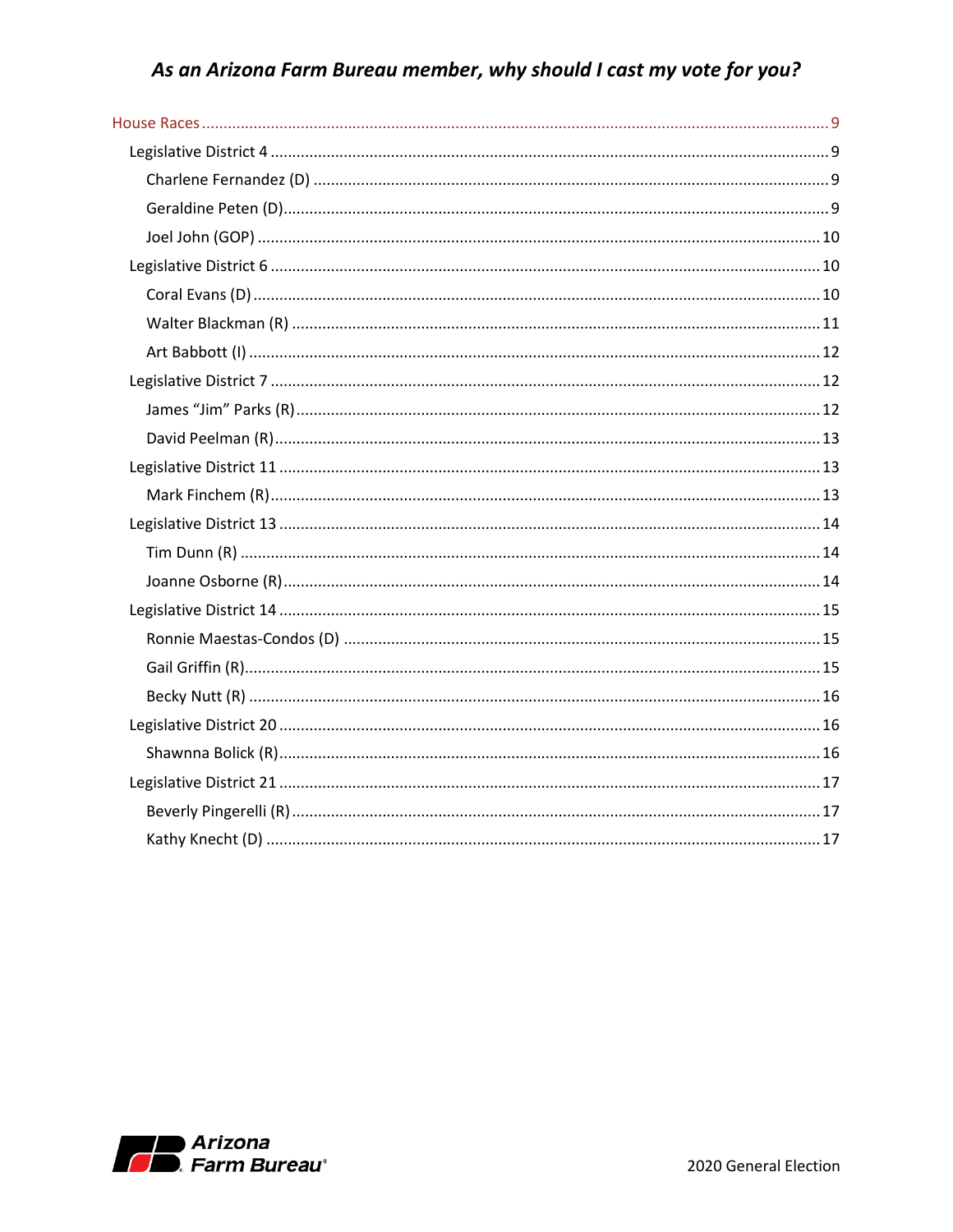*As an Arizona Farm Bureau member, why should I cast my vote for you?*

- House Races ........ 9
  - Legislative District 4 ........ 9
    - Charlene Fernandez (D) ........ 9
    - Geraldine Peten (D) ........ 9
    - Joel John (GOP) ........ 10
  - Legislative District 6 ........ 10
    - Coral Evans (D) ........ 10
    - Walter Blackman (R) ........ 11
    - Art Babbott (I) ........ 12
  - Legislative District 7 ........ 12
    - James “Jim” Parks (R) ........ 12
    - David Peelman (R) ........ 13
  - Legislative District 11 ........ 13
    - Mark Finchem (R) ........ 13
  - Legislative District 13 ........ 14
    - Tim Dunn (R) ........ 14
    - Joanne Osborne (R) ........ 14
  - Legislative District 14 ........ 15
    - Ronnie Maestas-Condos (D) ........ 15
    - Gail Griffin (R) ........ 15
    - Becky Nutt (R) ........ 16
  - Legislative District 20 ........ 16
    - Shawnna Bolick (R) ........ 16
  - Legislative District 21 ........ 17
    - Beverly Pingerelli (R) ........ 17
    - Kathy Knecht (D) ........ 17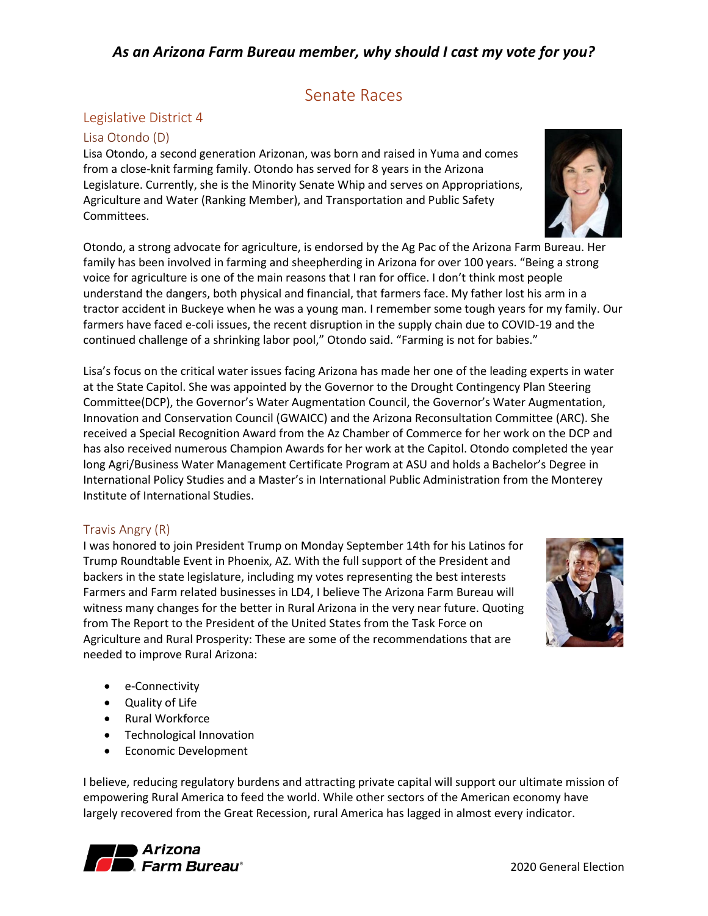## *As an Arizona Farm Bureau member, why should I cast my vote for you?*

# Senate Races

## Legislative District 4

### Lisa Otondo (D)

Lisa Otondo, a second generation Arizonan, was born and raised in Yuma and comes from a close-knit farming family. Otondo has served for 8 years in the Arizona Legislature. Currently, she is the Minority Senate Whip and serves on Appropriations, Agriculture and Water (Ranking Member), and Transportation and Public Safety Committees.

Otondo, a strong advocate for agriculture, is endorsed by the Ag Pac of the Arizona Farm Bureau. Her family has been involved in farming and sheepherding in Arizona for over 100 years. "Being a strong voice for agriculture is one of the main reasons that I ran for office. I don't think most people understand the dangers, both physical and financial, that farmers face. My father lost his arm in a tractor accident in Buckeye when he was a young man. I remember some tough years for my family. Our farmers have faced e-coli issues, the recent disruption in the supply chain due to COVID-19 and the continued challenge of a shrinking labor pool," Otondo said. "Farming is not for babies."

Lisa's focus on the critical water issues facing Arizona has made her one of the leading experts in water at the State Capitol. She was appointed by the Governor to the Drought Contingency Plan Steering Committee(DCP), the Governor's Water Augmentation Council, the Governor's Water Augmentation, Innovation and Conservation Council (GWAICC) and the Arizona Reconsultation Committee (ARC). She received a Special Recognition Award from the Az Chamber of Commerce for her work on the DCP and has also received numerous Champion Awards for her work at the Capitol. Otondo completed the year long Agri/Business Water Management Certificate Program at ASU and holds a Bachelor's Degree in International Policy Studies and a Master's in International Public Administration from the Monterey Institute of International Studies.

### Travis Angry (R)

I was honored to join President Trump on Monday September 14th for his Latinos for Trump Roundtable Event in Phoenix, AZ. With the full support of the President and backers in the state legislature, including my votes representing the best interests Farmers and Farm related businesses in LD4, I believe The Arizona Farm Bureau will witness many changes for the better in Rural Arizona in the very near future. Quoting from The Report to the President of the United States from the Task Force on Agriculture and Rural Prosperity: These are some of the recommendations that are needed to improve Rural Arizona:

- e-Connectivity
- Quality of Life
- Rural Workforce
- Technological Innovation
- Economic Development

I believe, reducing regulatory burdens and attracting private capital will support our ultimate mission of empowering Rural America to feed the world. While other sectors of the American economy have largely recovered from the Great Recession, rural America has lagged in almost every indicator.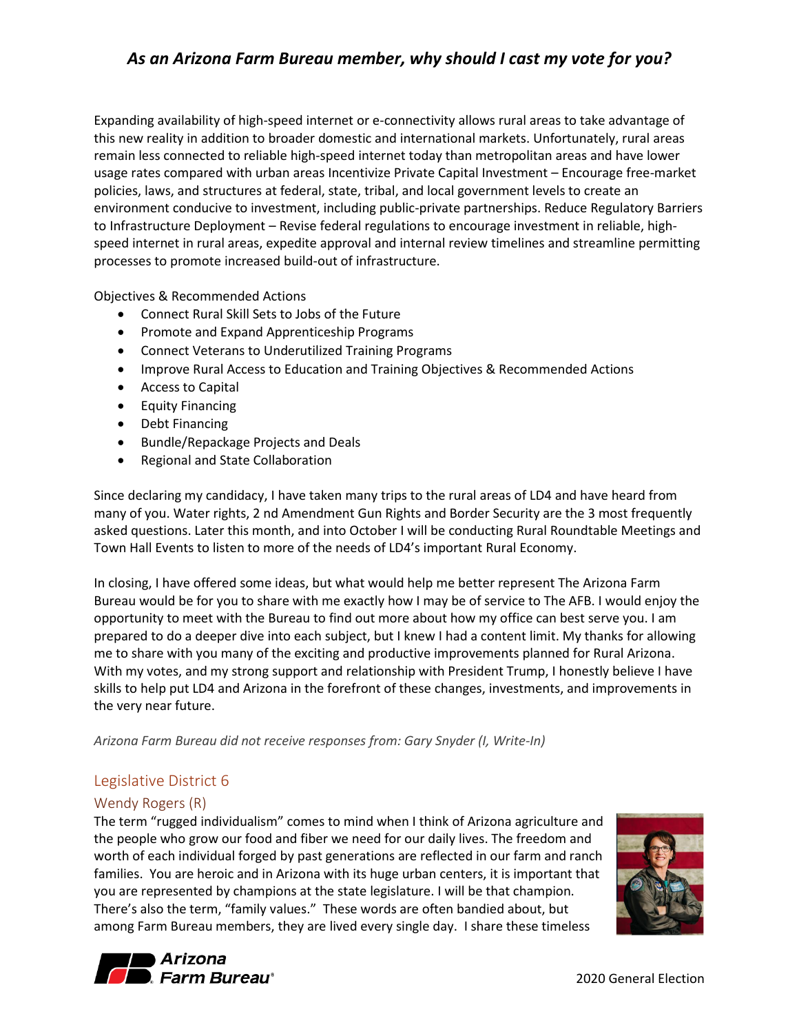## *As an Arizona Farm Bureau member, why should I cast my vote for you?*

Expanding availability of high-speed internet or e-connectivity allows rural areas to take advantage of this new reality in addition to broader domestic and international markets. Unfortunately, rural areas remain less connected to reliable high-speed internet today than metropolitan areas and have lower usage rates compared with urban areas Incentivize Private Capital Investment – Encourage free-market policies, laws, and structures at federal, state, tribal, and local government levels to create an environment conducive to investment, including public-private partnerships. Reduce Regulatory Barriers to Infrastructure Deployment – Revise federal regulations to encourage investment in reliable, high-speed internet in rural areas, expedite approval and internal review timelines and streamline permitting processes to promote increased build-out of infrastructure.

Objectives & Recommended Actions

- Connect Rural Skill Sets to Jobs of the Future
- Promote and Expand Apprenticeship Programs
- Connect Veterans to Underutilized Training Programs
- Improve Rural Access to Education and Training Objectives & Recommended Actions
- Access to Capital
- Equity Financing
- Debt Financing
- Bundle/Repackage Projects and Deals
- Regional and State Collaboration

Since declaring my candidacy, I have taken many trips to the rural areas of LD4 and have heard from many of you. Water rights, 2 nd Amendment Gun Rights and Border Security are the 3 most frequently asked questions. Later this month, and into October I will be conducting Rural Roundtable Meetings and Town Hall Events to listen to more of the needs of LD4's important Rural Economy.

In closing, I have offered some ideas, but what would help me better represent The Arizona Farm Bureau would be for you to share with me exactly how I may be of service to The AFB. I would enjoy the opportunity to meet with the Bureau to find out more about how my office can best serve you. I am prepared to do a deeper dive into each subject, but I knew I had a content limit. My thanks for allowing me to share with you many of the exciting and productive improvements planned for Rural Arizona. With my votes, and my strong support and relationship with President Trump, I honestly believe I have skills to help put LD4 and Arizona in the forefront of these changes, investments, and improvements in the very near future.

*Arizona Farm Bureau did not receive responses from: Gary Snyder (I, Write-In)*

## Legislative District 6

### Wendy Rogers (R)

The term "rugged individualism" comes to mind when I think of Arizona agriculture and the people who grow our food and fiber we need for our daily lives. The freedom and worth of each individual forged by past generations are reflected in our farm and ranch families. You are heroic and in Arizona with its huge urban centers, it is important that you are represented by champions at the state legislature. I will be that champion. There's also the term, "family values." These words are often bandied about, but among Farm Bureau members, they are lived every single day. I share these timeless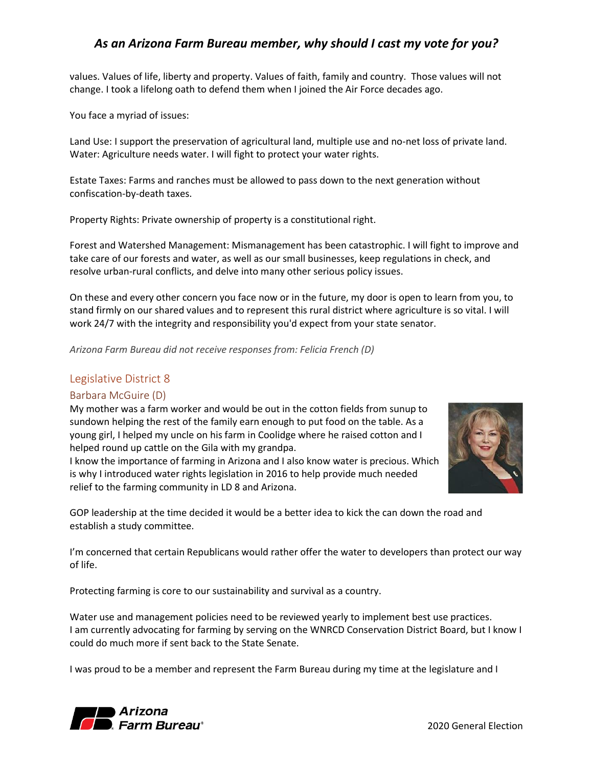values. Values of life, liberty and property. Values of faith, family and country. Those values will not change. I took a lifelong oath to defend them when I joined the Air Force decades ago.

You face a myriad of issues:

Land Use: I support the preservation of agricultural land, multiple use and no-net loss of private land.
Water: Agriculture needs water. I will fight to protect your water rights.

Estate Taxes: Farms and ranches must be allowed to pass down to the next generation without confiscation-by-death taxes.

Property Rights: Private ownership of property is a constitutional right.

Forest and Watershed Management: Mismanagement has been catastrophic. I will fight to improve and take care of our forests and water, as well as our small businesses, keep regulations in check, and resolve urban-rural conflicts, and delve into many other serious policy issues.

On these and every other concern you face now or in the future, my door is open to learn from you, to stand firmly on our shared values and to represent this rural district where agriculture is so vital. I will work 24/7 with the integrity and responsibility you'd expect from your state senator.

*Arizona Farm Bureau did not receive responses from: Felicia French (D)*

## Legislative District 8

### Barbara McGuire (D)

My mother was a farm worker and would be out in the cotton fields from sunup to sundown helping the rest of the family earn enough to put food on the table. As a young girl, I helped my uncle on his farm in Coolidge where he raised cotton and I helped round up cattle on the Gila with my grandpa.
I know the importance of farming in Arizona and I also know water is precious. Which is why I introduced water rights legislation in 2016 to help provide much needed relief to the farming community in LD 8 and Arizona.

GOP leadership at the time decided it would be a better idea to kick the can down the road and establish a study committee.

I'm concerned that certain Republicans would rather offer the water to developers than protect our way of life.

Protecting farming is core to our sustainability and survival as a country.

Water use and management policies need to be reviewed yearly to implement best use practices.
I am currently advocating for farming by serving on the WNRCD Conservation District Board, but I know I could do much more if sent back to the State Senate.

I was proud to be a member and represent the Farm Bureau during my time at the legislature and I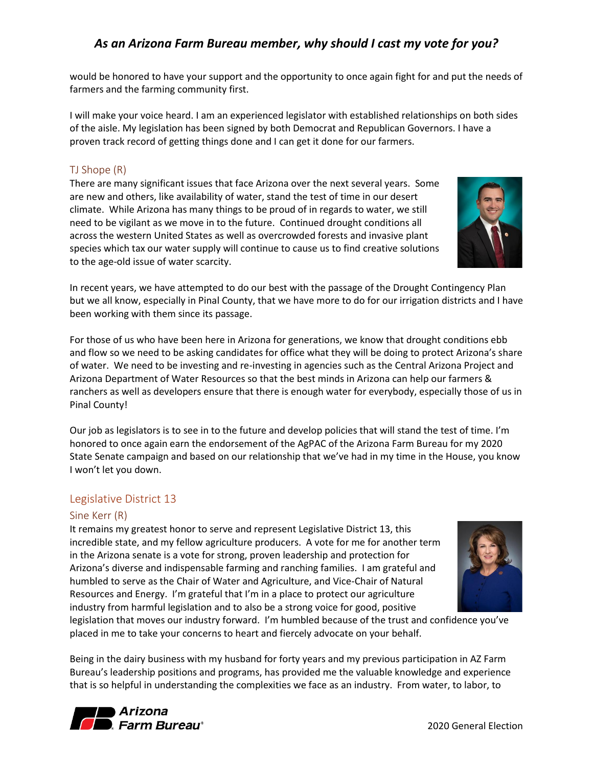would be honored to have your support and the opportunity to once again fight for and put the needs of farmers and the farming community first.

I will make your voice heard. I am an experienced legislator with established relationships on both sides of the aisle. My legislation has been signed by both Democrat and Republican Governors. I have a proven track record of getting things done and I can get it done for our farmers.

### TJ Shope (R)

There are many significant issues that face Arizona over the next several years. Some are new and others, like availability of water, stand the test of time in our desert climate. While Arizona has many things to be proud of in regards to water, we still need to be vigilant as we move in to the future. Continued drought conditions all across the western United States as well as overcrowded forests and invasive plant species which tax our water supply will continue to cause us to find creative solutions to the age-old issue of water scarcity.

In recent years, we have attempted to do our best with the passage of the Drought Contingency Plan but we all know, especially in Pinal County, that we have more to do for our irrigation districts and I have been working with them since its passage.

For those of us who have been here in Arizona for generations, we know that drought conditions ebb and flow so we need to be asking candidates for office what they will be doing to protect Arizona's share of water. We need to be investing and re-investing in agencies such as the Central Arizona Project and Arizona Department of Water Resources so that the best minds in Arizona can help our farmers & ranchers as well as developers ensure that there is enough water for everybody, especially those of us in Pinal County!

Our job as legislators is to see in to the future and develop policies that will stand the test of time. I'm honored to once again earn the endorsement of the AgPAC of the Arizona Farm Bureau for my 2020 State Senate campaign and based on our relationship that we've had in my time in the House, you know I won't let you down.

## Legislative District 13

### Sine Kerr (R)

It remains my greatest honor to serve and represent Legislative District 13, this incredible state, and my fellow agriculture producers. A vote for me for another term in the Arizona senate is a vote for strong, proven leadership and protection for Arizona's diverse and indispensable farming and ranching families. I am grateful and humbled to serve as the Chair of Water and Agriculture, and Vice-Chair of Natural Resources and Energy. I'm grateful that I'm in a place to protect our agriculture industry from harmful legislation and to also be a strong voice for good, positive legislation that moves our industry forward. I'm humbled because of the trust and confidence you've placed in me to take your concerns to heart and fiercely advocate on your behalf.

Being in the dairy business with my husband for forty years and my previous participation in AZ Farm Bureau's leadership positions and programs, has provided me the valuable knowledge and experience that is so helpful in understanding the complexities we face as an industry. From water, to labor, to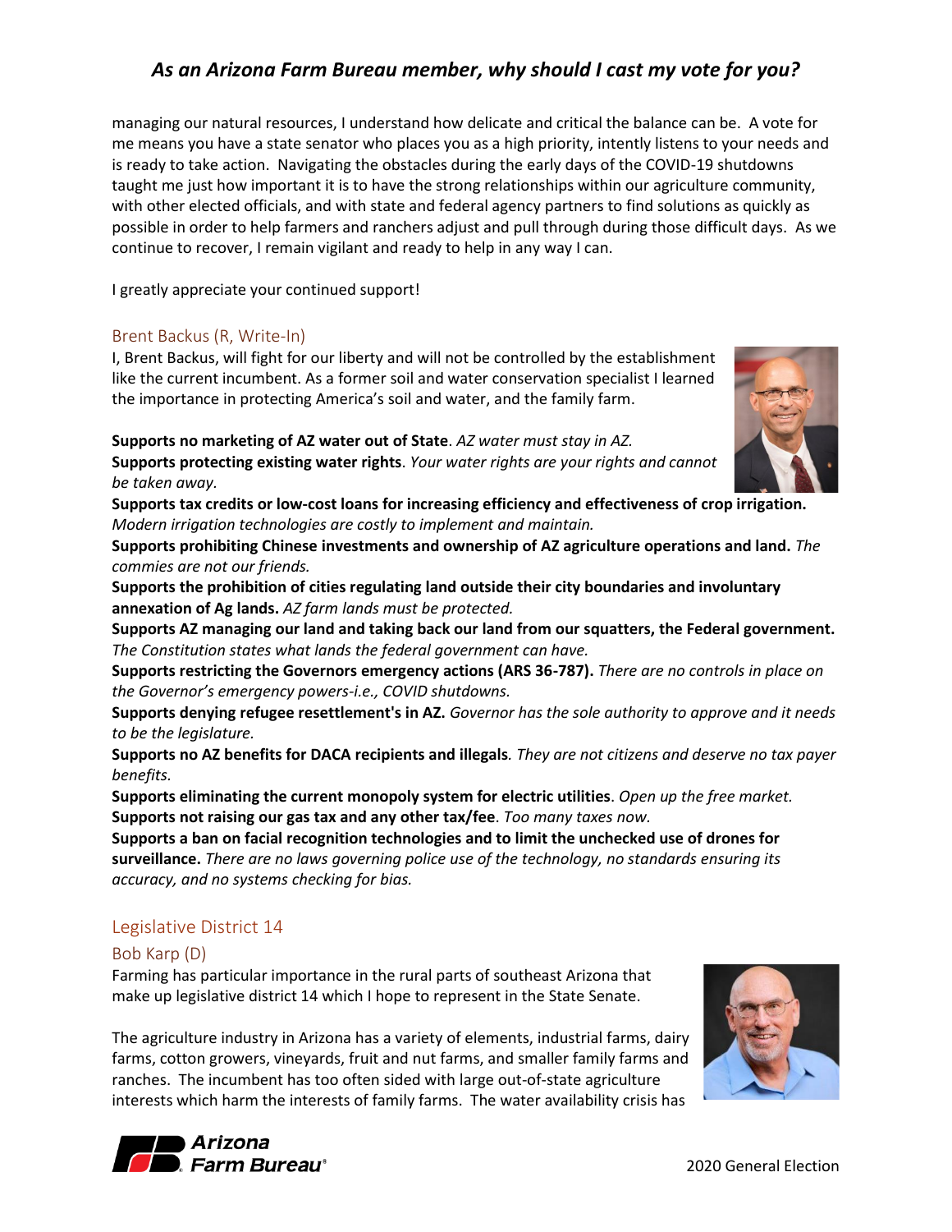managing our natural resources, I understand how delicate and critical the balance can be. A vote for me means you have a state senator who places you as a high priority, intently listens to your needs and is ready to take action. Navigating the obstacles during the early days of the COVID-19 shutdowns taught me just how important it is to have the strong relationships within our agriculture community, with other elected officials, and with state and federal agency partners to find solutions as quickly as possible in order to help farmers and ranchers adjust and pull through during those difficult days. As we continue to recover, I remain vigilant and ready to help in any way I can.

I greatly appreciate your continued support!

### Brent Backus (R, Write-In)

I, Brent Backus, will fight for our liberty and will not be controlled by the establishment like the current incumbent. As a former soil and water conservation specialist I learned the importance in protecting America's soil and water, and the family farm.

**Supports no marketing of AZ water out of State**. *AZ water must stay in AZ.*
**Supports protecting existing water rights**. *Your water rights are your rights and cannot be taken away.*
**Supports tax credits or low-cost loans for increasing efficiency and effectiveness of crop irrigation.** *Modern irrigation technologies are costly to implement and maintain.*
**Supports prohibiting Chinese investments and ownership of AZ agriculture operations and land.** *The commies are not our friends.*
**Supports the prohibition of cities regulating land outside their city boundaries and involuntary annexation of Ag lands.** *AZ farm lands must be protected.*
**Supports AZ managing our land and taking back our land from our squatters, the Federal government.** *The Constitution states what lands the federal government can have.*
**Supports restricting the Governors emergency actions (ARS 36-787).** *There are no controls in place on the Governor's emergency powers-i.e., COVID shutdowns.*
**Supports denying refugee resettlement's in AZ.** *Governor has the sole authority to approve and it needs to be the legislature.*
**Supports no AZ benefits for DACA recipients and illegals**. *They are not citizens and deserve no tax payer benefits.*
**Supports eliminating the current monopoly system for electric utilities**. *Open up the free market.*
**Supports not raising our gas tax and any other tax/fee**. *Too many taxes now.*
**Supports a ban on facial recognition technologies and to limit the unchecked use of drones for surveillance.** *There are no laws governing police use of the technology, no standards ensuring its accuracy, and no systems checking for bias.*

## Legislative District 14

### Bob Karp (D)

Farming has particular importance in the rural parts of southeast Arizona that make up legislative district 14 which I hope to represent in the State Senate.

The agriculture industry in Arizona has a variety of elements, industrial farms, dairy farms, cotton growers, vineyards, fruit and nut farms, and smaller family farms and ranches. The incumbent has too often sided with large out-of-state agriculture interests which harm the interests of family farms. The water availability crisis has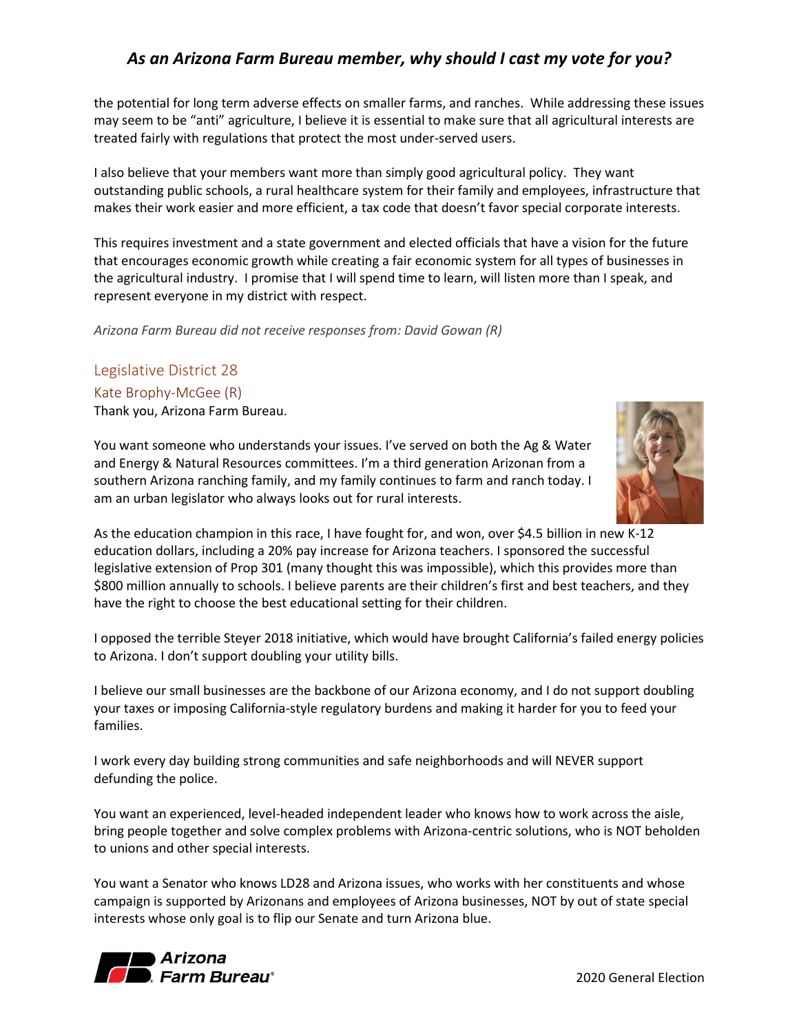the potential for long term adverse effects on smaller farms, and ranches. While addressing these issues may seem to be "anti" agriculture, I believe it is essential to make sure that all agricultural interests are treated fairly with regulations that protect the most under-served users.

I also believe that your members want more than simply good agricultural policy. They want outstanding public schools, a rural healthcare system for their family and employees, infrastructure that makes their work easier and more efficient, a tax code that doesn't favor special corporate interests.

This requires investment and a state government and elected officials that have a vision for the future that encourages economic growth while creating a fair economic system for all types of businesses in the agricultural industry. I promise that I will spend time to learn, will listen more than I speak, and represent everyone in my district with respect.

*Arizona Farm Bureau did not receive responses from: David Gowan (R)*

## Legislative District 28

### Kate Brophy-McGee (R)

Thank you, Arizona Farm Bureau.

You want someone who understands your issues. I've served on both the Ag & Water and Energy & Natural Resources committees. I'm a third generation Arizonan from a southern Arizona ranching family, and my family continues to farm and ranch today. I am an urban legislator who always looks out for rural interests.

As the education champion in this race, I have fought for, and won, over $4.5 billion in new K-12 education dollars, including a 20% pay increase for Arizona teachers. I sponsored the successful legislative extension of Prop 301 (many thought this was impossible), which this provides more than $800 million annually to schools. I believe parents are their children's first and best teachers, and they have the right to choose the best educational setting for their children.

I opposed the terrible Steyer 2018 initiative, which would have brought California's failed energy policies to Arizona. I don't support doubling your utility bills.

I believe our small businesses are the backbone of our Arizona economy, and I do not support doubling your taxes or imposing California-style regulatory burdens and making it harder for you to feed your families.

I work every day building strong communities and safe neighborhoods and will NEVER support defunding the police.

You want an experienced, level-headed independent leader who knows how to work across the aisle, bring people together and solve complex problems with Arizona-centric solutions, who is NOT beholden to unions and other special interests.

You want a Senator who knows LD28 and Arizona issues, who works with her constituents and whose campaign is supported by Arizonans and employees of Arizona businesses, NOT by out of state special interests whose only goal is to flip our Senate and turn Arizona blue.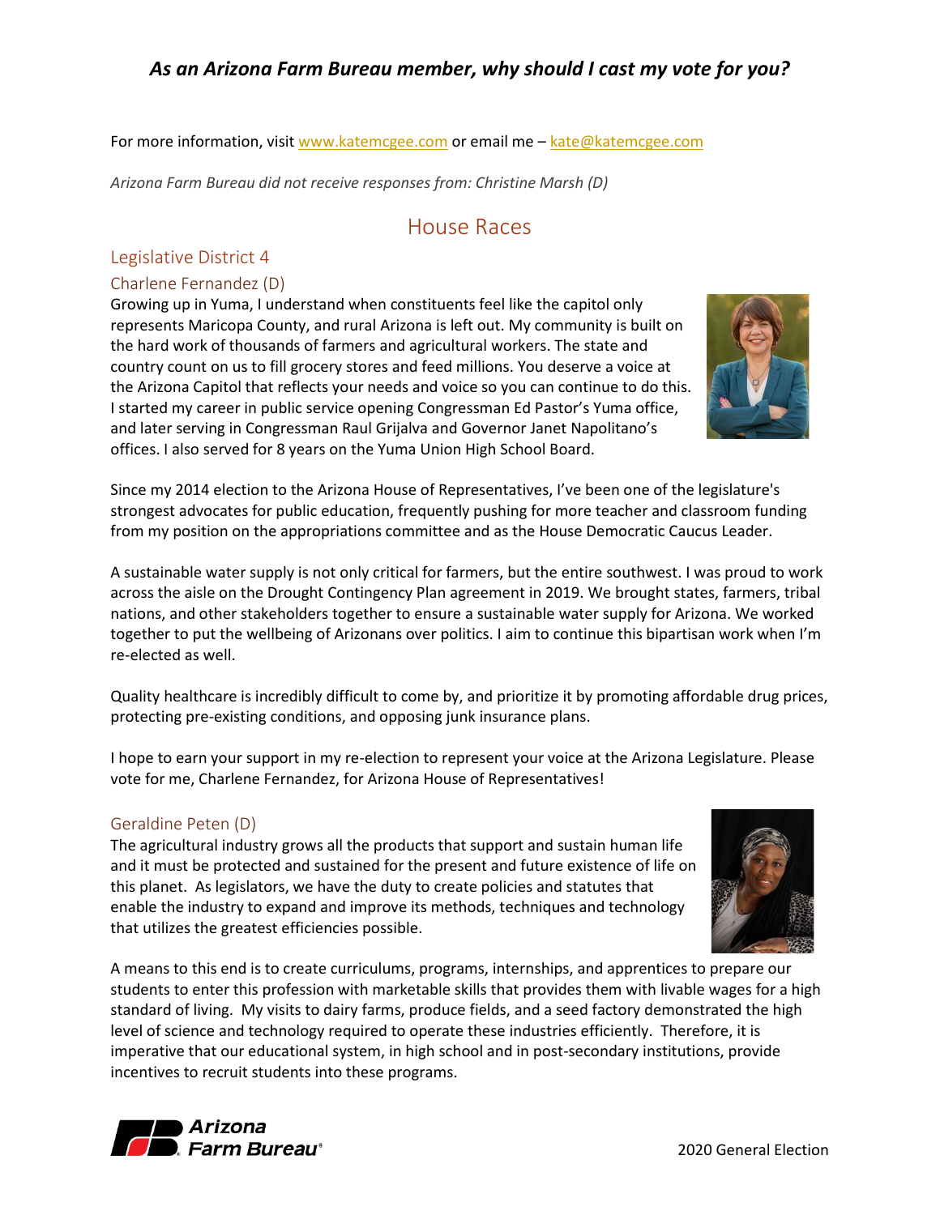### *As an Arizona Farm Bureau member, why should I cast my vote for you?*

For more information, visit www.katemcgee.com or email me – kate@katemcgee.com

*Arizona Farm Bureau did not receive responses from: Christine Marsh (D)*

## House Races

### Legislative District 4

#### Charlene Fernandez (D)

Growing up in Yuma, I understand when constituents feel like the capitol only represents Maricopa County, and rural Arizona is left out. My community is built on the hard work of thousands of farmers and agricultural workers. The state and country count on us to fill grocery stores and feed millions. You deserve a voice at the Arizona Capitol that reflects your needs and voice so you can continue to do this. I started my career in public service opening Congressman Ed Pastor's Yuma office, and later serving in Congressman Raul Grijalva and Governor Janet Napolitano's offices. I also served for 8 years on the Yuma Union High School Board.

Since my 2014 election to the Arizona House of Representatives, I've been one of the legislature's strongest advocates for public education, frequently pushing for more teacher and classroom funding from my position on the appropriations committee and as the House Democratic Caucus Leader.

A sustainable water supply is not only critical for farmers, but the entire southwest. I was proud to work across the aisle on the Drought Contingency Plan agreement in 2019. We brought states, farmers, tribal nations, and other stakeholders together to ensure a sustainable water supply for Arizona. We worked together to put the wellbeing of Arizonans over politics. I aim to continue this bipartisan work when I'm re-elected as well.

Quality healthcare is incredibly difficult to come by, and prioritize it by promoting affordable drug prices, protecting pre-existing conditions, and opposing junk insurance plans.

I hope to earn your support in my re-election to represent your voice at the Arizona Legislature. Please vote for me, Charlene Fernandez, for Arizona House of Representatives!

#### Geraldine Peten (D)

The agricultural industry grows all the products that support and sustain human life and it must be protected and sustained for the present and future existence of life on this planet. As legislators, we have the duty to create policies and statutes that enable the industry to expand and improve its methods, techniques and technology that utilizes the greatest efficiencies possible.

A means to this end is to create curriculums, programs, internships, and apprentices to prepare our students to enter this profession with marketable skills that provides them with livable wages for a high standard of living. My visits to dairy farms, produce fields, and a seed factory demonstrated the high level of science and technology required to operate these industries efficiently. Therefore, it is imperative that our educational system, in high school and in post-secondary institutions, provide incentives to recruit students into these programs.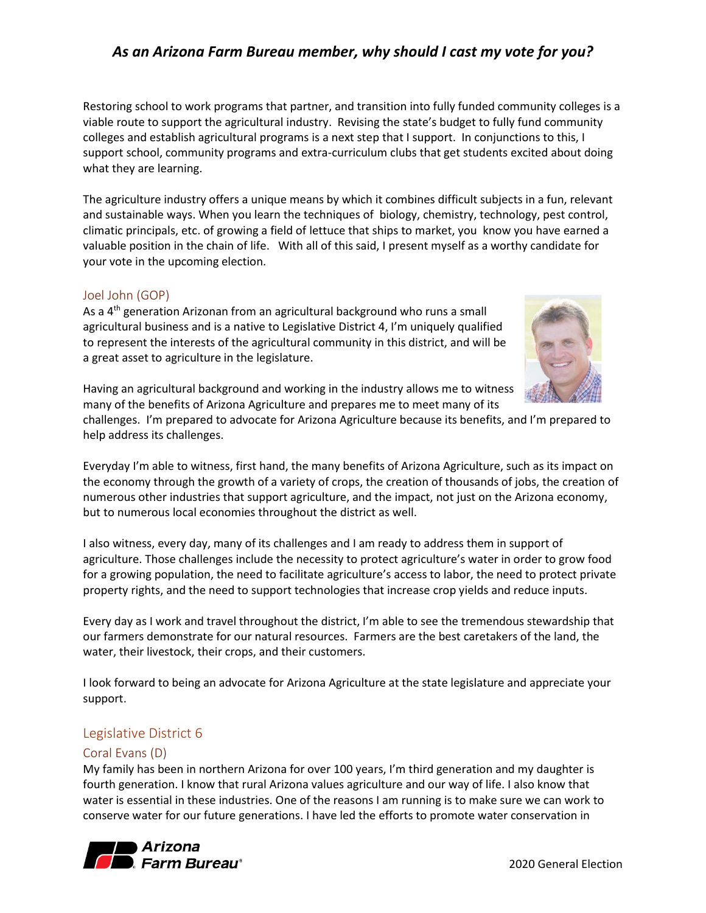Restoring school to work programs that partner, and transition into fully funded community colleges is a viable route to support the agricultural industry. Revising the state's budget to fully fund community colleges and establish agricultural programs is a next step that I support. In conjunctions to this, I support school, community programs and extra-curriculum clubs that get students excited about doing what they are learning.

The agriculture industry offers a unique means by which it combines difficult subjects in a fun, relevant and sustainable ways. When you learn the techniques of biology, chemistry, technology, pest control, climatic principals, etc. of growing a field of lettuce that ships to market, you know you have earned a valuable position in the chain of life. With all of this said, I present myself as a worthy candidate for your vote in the upcoming election.

### Joel John (GOP)

As a 4th generation Arizonan from an agricultural background who runs a small agricultural business and is a native to Legislative District 4, I'm uniquely qualified to represent the interests of the agricultural community in this district, and will be a great asset to agriculture in the legislature.

Having an agricultural background and working in the industry allows me to witness many of the benefits of Arizona Agriculture and prepares me to meet many of its challenges. I'm prepared to advocate for Arizona Agriculture because its benefits, and I'm prepared to help address its challenges.

Everyday I'm able to witness, first hand, the many benefits of Arizona Agriculture, such as its impact on the economy through the growth of a variety of crops, the creation of thousands of jobs, the creation of numerous other industries that support agriculture, and the impact, not just on the Arizona economy, but to numerous local economies throughout the district as well.

I also witness, every day, many of its challenges and I am ready to address them in support of agriculture. Those challenges include the necessity to protect agriculture's water in order to grow food for a growing population, the need to facilitate agriculture's access to labor, the need to protect private property rights, and the need to support technologies that increase crop yields and reduce inputs.

Every day as I work and travel throughout the district, I'm able to see the tremendous stewardship that our farmers demonstrate for our natural resources. Farmers are the best caretakers of the land, the water, their livestock, their crops, and their customers.

I look forward to being an advocate for Arizona Agriculture at the state legislature and appreciate your support.

## Legislative District 6

### Coral Evans (D)

My family has been in northern Arizona for over 100 years, I'm third generation and my daughter is fourth generation. I know that rural Arizona values agriculture and our way of life. I also know that water is essential in these industries. One of the reasons I am running is to make sure we can work to conserve water for our future generations. I have led the efforts to promote water conservation in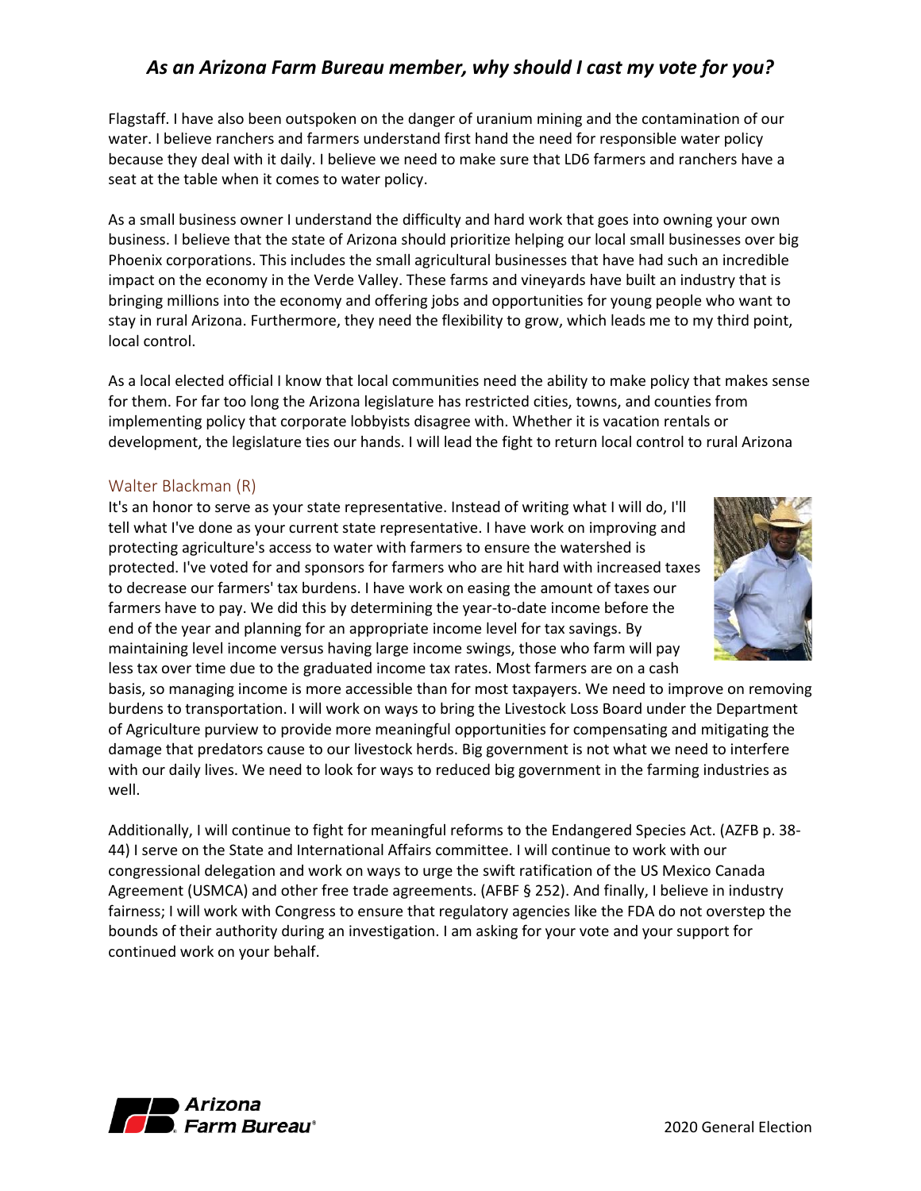Flagstaff. I have also been outspoken on the danger of uranium mining and the contamination of our water. I believe ranchers and farmers understand first hand the need for responsible water policy because they deal with it daily. I believe we need to make sure that LD6 farmers and ranchers have a seat at the table when it comes to water policy.

As a small business owner I understand the difficulty and hard work that goes into owning your own business. I believe that the state of Arizona should prioritize helping our local small businesses over big Phoenix corporations. This includes the small agricultural businesses that have had such an incredible impact on the economy in the Verde Valley. These farms and vineyards have built an industry that is bringing millions into the economy and offering jobs and opportunities for young people who want to stay in rural Arizona. Furthermore, they need the flexibility to grow, which leads me to my third point, local control.

As a local elected official I know that local communities need the ability to make policy that makes sense for them. For far too long the Arizona legislature has restricted cities, towns, and counties from implementing policy that corporate lobbyists disagree with. Whether it is vacation rentals or development, the legislature ties our hands. I will lead the fight to return local control to rural Arizona

## Walter Blackman (R)

It's an honor to serve as your state representative. Instead of writing what I will do, I'll tell what I've done as your current state representative. I have work on improving and protecting agriculture's access to water with farmers to ensure the watershed is protected. I've voted for and sponsors for farmers who are hit hard with increased taxes to decrease our farmers' tax burdens. I have work on easing the amount of taxes our farmers have to pay. We did this by determining the year-to-date income before the end of the year and planning for an appropriate income level for tax savings. By maintaining level income versus having large income swings, those who farm will pay less tax over time due to the graduated income tax rates. Most farmers are on a cash basis, so managing income is more accessible than for most taxpayers. We need to improve on removing burdens to transportation. I will work on ways to bring the Livestock Loss Board under the Department of Agriculture purview to provide more meaningful opportunities for compensating and mitigating the damage that predators cause to our livestock herds. Big government is not what we need to interfere with our daily lives. We need to look for ways to reduced big government in the farming industries as well.

Additionally, I will continue to fight for meaningful reforms to the Endangered Species Act. (AZFB p. 38-44) I serve on the State and International Affairs committee. I will continue to work with our congressional delegation and work on ways to urge the swift ratification of the US Mexico Canada Agreement (USMCA) and other free trade agreements. (AFBF § 252). And finally, I believe in industry fairness; I will work with Congress to ensure that regulatory agencies like the FDA do not overstep the bounds of their authority during an investigation. I am asking for your vote and your support for continued work on your behalf.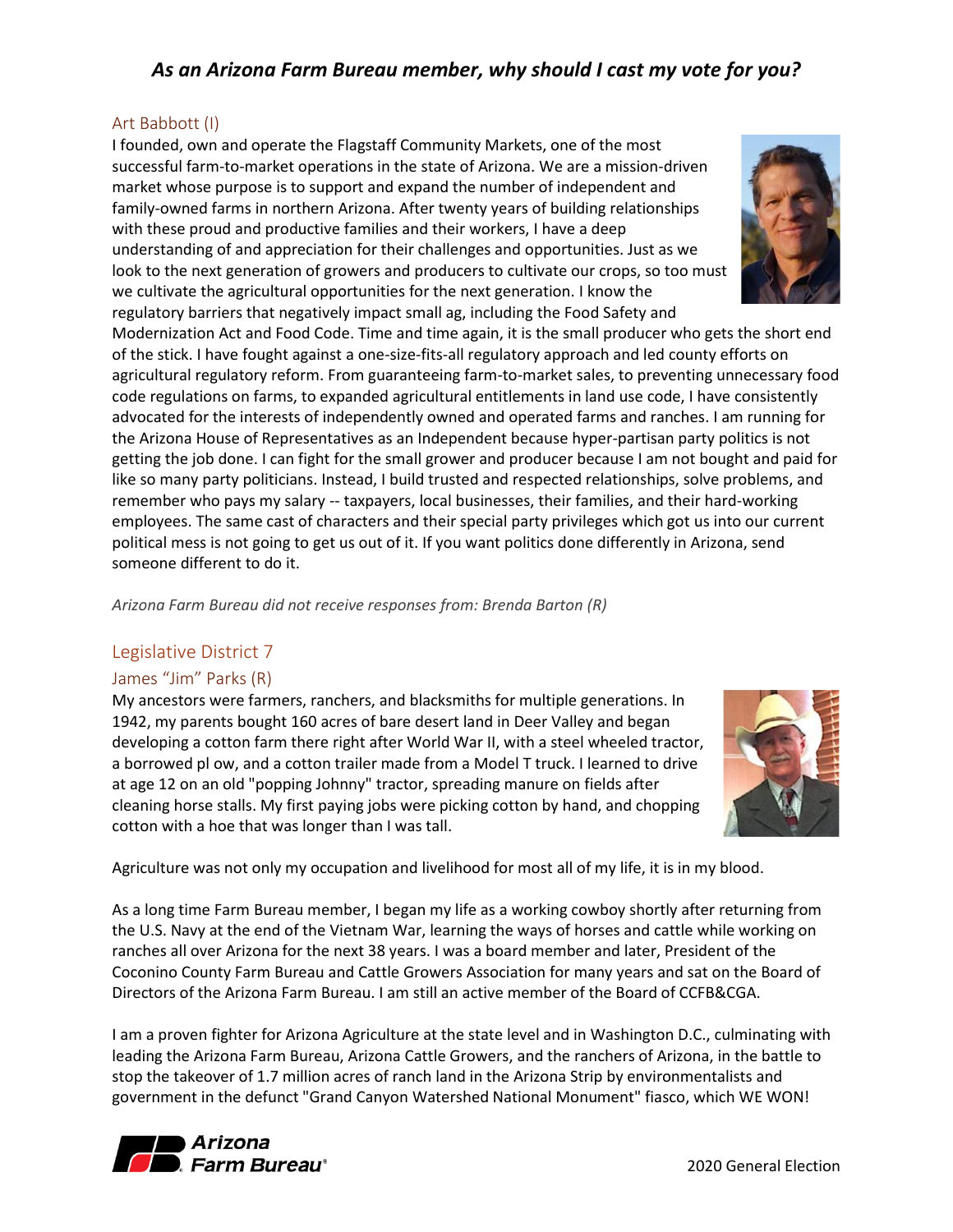## As an Arizona Farm Bureau member, why should I cast my vote for you?

### Art Babbott (I)

I founded, own and operate the Flagstaff Community Markets, one of the most successful farm-to-market operations in the state of Arizona. We are a mission-driven market whose purpose is to support and expand the number of independent and family-owned farms in northern Arizona. After twenty years of building relationships with these proud and productive families and their workers, I have a deep understanding of and appreciation for their challenges and opportunities. Just as we look to the next generation of growers and producers to cultivate our crops, so too must we cultivate the agricultural opportunities for the next generation. I know the regulatory barriers that negatively impact small ag, including the Food Safety and Modernization Act and Food Code. Time and time again, it is the small producer who gets the short end of the stick. I have fought against a one-size-fits-all regulatory approach and led county efforts on agricultural regulatory reform. From guaranteeing farm-to-market sales, to preventing unnecessary food code regulations on farms, to expanded agricultural entitlements in land use code, I have consistently advocated for the interests of independently owned and operated farms and ranches. I am running for the Arizona House of Representatives as an Independent because hyper-partisan party politics is not getting the job done. I can fight for the small grower and producer because I am not bought and paid for like so many party politicians. Instead, I build trusted and respected relationships, solve problems, and remember who pays my salary -- taxpayers, local businesses, their families, and their hard-working employees. The same cast of characters and their special party privileges which got us into our current political mess is not going to get us out of it. If you want politics done differently in Arizona, send someone different to do it.

*Arizona Farm Bureau did not receive responses from: Brenda Barton (R)*

## Legislative District 7

### James "Jim" Parks (R)

My ancestors were farmers, ranchers, and blacksmiths for multiple generations. In 1942, my parents bought 160 acres of bare desert land in Deer Valley and began developing a cotton farm there right after World War II, with a steel wheeled tractor, a borrowed pl ow, and a cotton trailer made from a Model T truck. I learned to drive at age 12 on an old "popping Johnny" tractor, spreading manure on fields after cleaning horse stalls. My first paying jobs were picking cotton by hand, and chopping cotton with a hoe that was longer than I was tall.

Agriculture was not only my occupation and livelihood for most all of my life, it is in my blood.

As a long time Farm Bureau member, I began my life as a working cowboy shortly after returning from the U.S. Navy at the end of the Vietnam War, learning the ways of horses and cattle while working on ranches all over Arizona for the next 38 years. I was a board member and later, President of the Coconino County Farm Bureau and Cattle Growers Association for many years and sat on the Board of Directors of the Arizona Farm Bureau. I am still an active member of the Board of CCFB&CGA.

I am a proven fighter for Arizona Agriculture at the state level and in Washington D.C., culminating with leading the Arizona Farm Bureau, Arizona Cattle Growers, and the ranchers of Arizona, in the battle to stop the takeover of 1.7 million acres of ranch land in the Arizona Strip by environmentalists and government in the defunct "Grand Canyon Watershed National Monument" fiasco, which WE WON!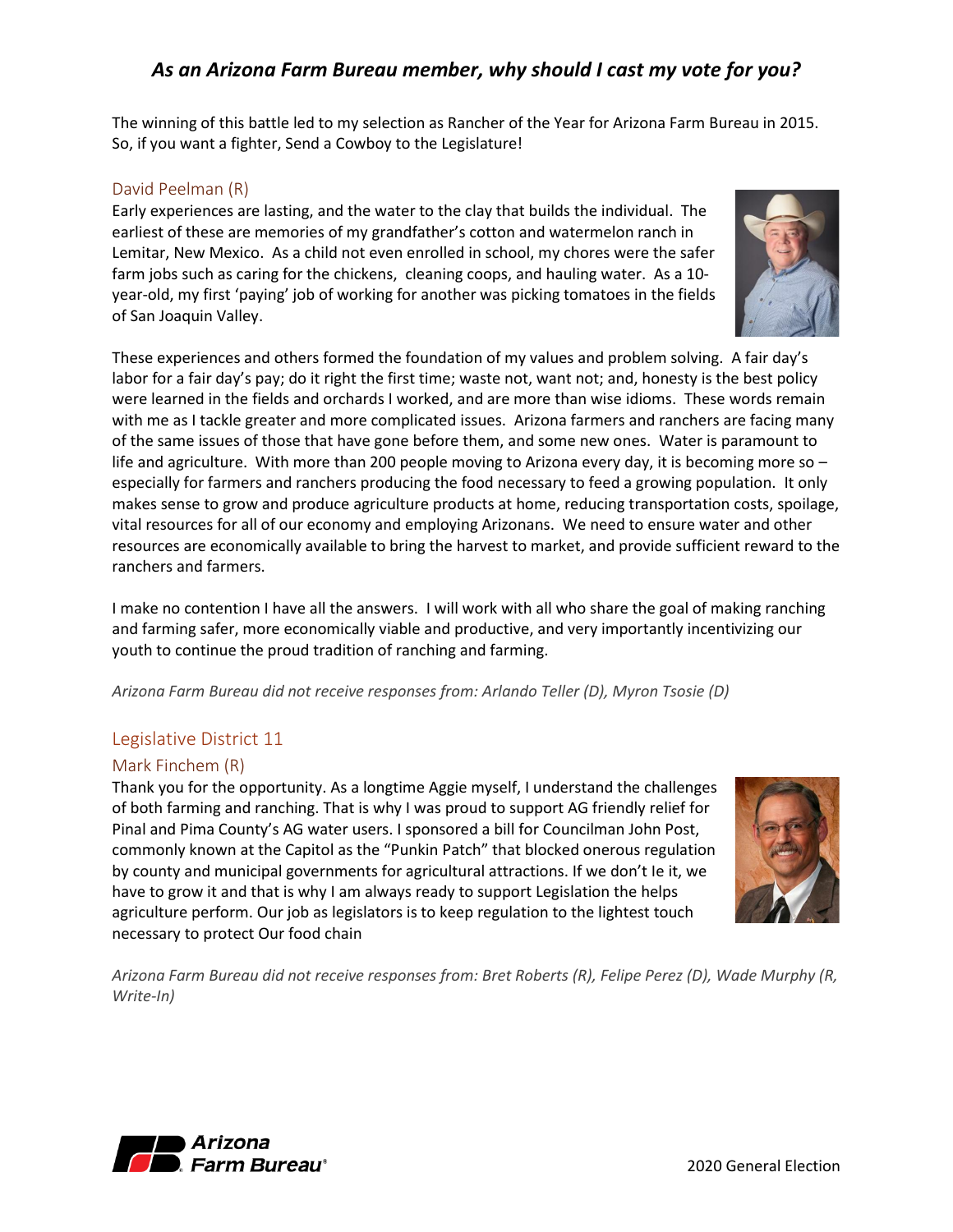The winning of this battle led to my selection as Rancher of the Year for Arizona Farm Bureau in 2015. So, if you want a fighter, Send a Cowboy to the Legislature!

### David Peelman (R)

Early experiences are lasting, and the water to the clay that builds the individual. The earliest of these are memories of my grandfather's cotton and watermelon ranch in Lemitar, New Mexico. As a child not even enrolled in school, my chores were the safer farm jobs such as caring for the chickens, cleaning coops, and hauling water. As a 10-year-old, my first 'paying' job of working for another was picking tomatoes in the fields of San Joaquin Valley.

These experiences and others formed the foundation of my values and problem solving. A fair day's labor for a fair day's pay; do it right the first time; waste not, want not; and, honesty is the best policy were learned in the fields and orchards I worked, and are more than wise idioms. These words remain with me as I tackle greater and more complicated issues. Arizona farmers and ranchers are facing many of the same issues of those that have gone before them, and some new ones. Water is paramount to life and agriculture. With more than 200 people moving to Arizona every day, it is becoming more so – especially for farmers and ranchers producing the food necessary to feed a growing population. It only makes sense to grow and produce agriculture products at home, reducing transportation costs, spoilage, vital resources for all of our economy and employing Arizonans. We need to ensure water and other resources are economically available to bring the harvest to market, and provide sufficient reward to the ranchers and farmers.

I make no contention I have all the answers. I will work with all who share the goal of making ranching and farming safer, more economically viable and productive, and very importantly incentivizing our youth to continue the proud tradition of ranching and farming.

*Arizona Farm Bureau did not receive responses from: Arlando Teller (D), Myron Tsosie (D)*

## Legislative District 11

### Mark Finchem (R)

Thank you for the opportunity. As a longtime Aggie myself, I understand the challenges of both farming and ranching. That is why I was proud to support AG friendly relief for Pinal and Pima County's AG water users. I sponsored a bill for Councilman John Post, commonly known at the Capitol as the "Punkin Patch" that blocked onerous regulation by county and municipal governments for agricultural attractions. If we don't Ie it, we have to grow it and that is why I am always ready to support Legislation the helps agriculture perform. Our job as legislators is to keep regulation to the lightest touch necessary to protect Our food chain

*Arizona Farm Bureau did not receive responses from: Bret Roberts (R), Felipe Perez (D), Wade Murphy (R, Write-In)*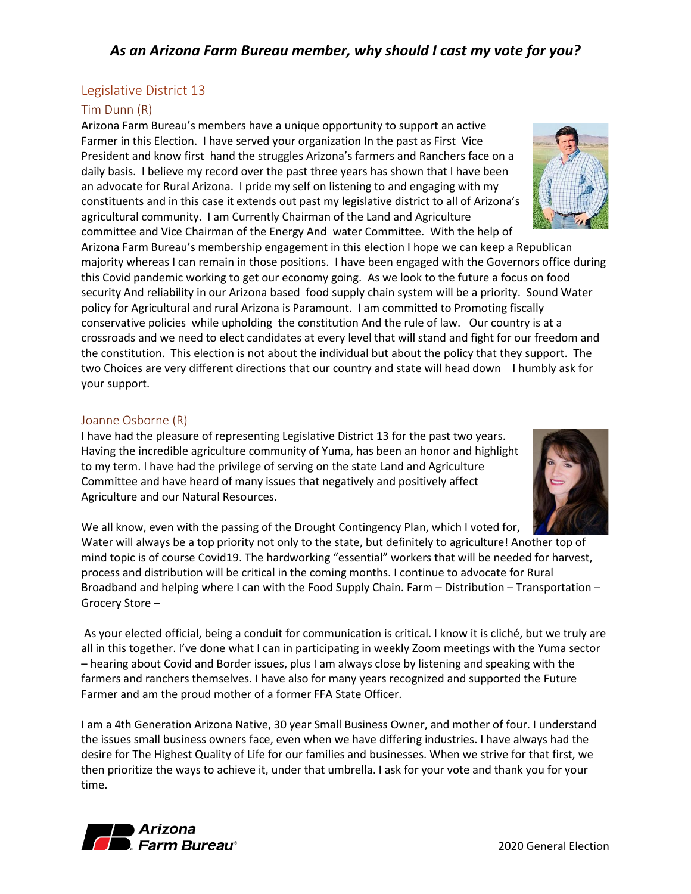## *As an Arizona Farm Bureau member, why should I cast my vote for you?*

## Legislative District 13

### Tim Dunn (R)

Arizona Farm Bureau's members have a unique opportunity to support an active Farmer in this Election. I have served your organization In the past as First Vice President and know first hand the struggles Arizona's farmers and Ranchers face on a daily basis. I believe my record over the past three years has shown that I have been an advocate for Rural Arizona. I pride my self on listening to and engaging with my constituents and in this case it extends out past my legislative district to all of Arizona's agricultural community. I am Currently Chairman of the Land and Agriculture committee and Vice Chairman of the Energy And water Committee. With the help of Arizona Farm Bureau's membership engagement in this election I hope we can keep a Republican majority whereas I can remain in those positions. I have been engaged with the Governors office during this Covid pandemic working to get our economy going. As we look to the future a focus on food security And reliability in our Arizona based food supply chain system will be a priority. Sound Water policy for Agricultural and rural Arizona is Paramount. I am committed to Promoting fiscally conservative policies while upholding the constitution And the rule of law. Our country is at a crossroads and we need to elect candidates at every level that will stand and fight for our freedom and the constitution. This election is not about the individual but about the policy that they support. The two Choices are very different directions that our country and state will head down I humbly ask for your support.

### Joanne Osborne (R)

I have had the pleasure of representing Legislative District 13 for the past two years. Having the incredible agriculture community of Yuma, has been an honor and highlight to my term. I have had the privilege of serving on the state Land and Agriculture Committee and have heard of many issues that negatively and positively affect Agriculture and our Natural Resources.

We all know, even with the passing of the Drought Contingency Plan, which I voted for, Water will always be a top priority not only to the state, but definitely to agriculture! Another top of mind topic is of course Covid19. The hardworking "essential" workers that will be needed for harvest, process and distribution will be critical in the coming months. I continue to advocate for Rural Broadband and helping where I can with the Food Supply Chain. Farm – Distribution – Transportation – Grocery Store –

As your elected official, being a conduit for communication is critical. I know it is cliché, but we truly are all in this together. I've done what I can in participating in weekly Zoom meetings with the Yuma sector – hearing about Covid and Border issues, plus I am always close by listening and speaking with the farmers and ranchers themselves. I have also for many years recognized and supported the Future Farmer and am the proud mother of a former FFA State Officer.

I am a 4th Generation Arizona Native, 30 year Small Business Owner, and mother of four. I understand the issues small business owners face, even when we have differing industries. I have always had the desire for The Highest Quality of Life for our families and businesses. When we strive for that first, we then prioritize the ways to achieve it, under that umbrella. I ask for your vote and thank you for your time.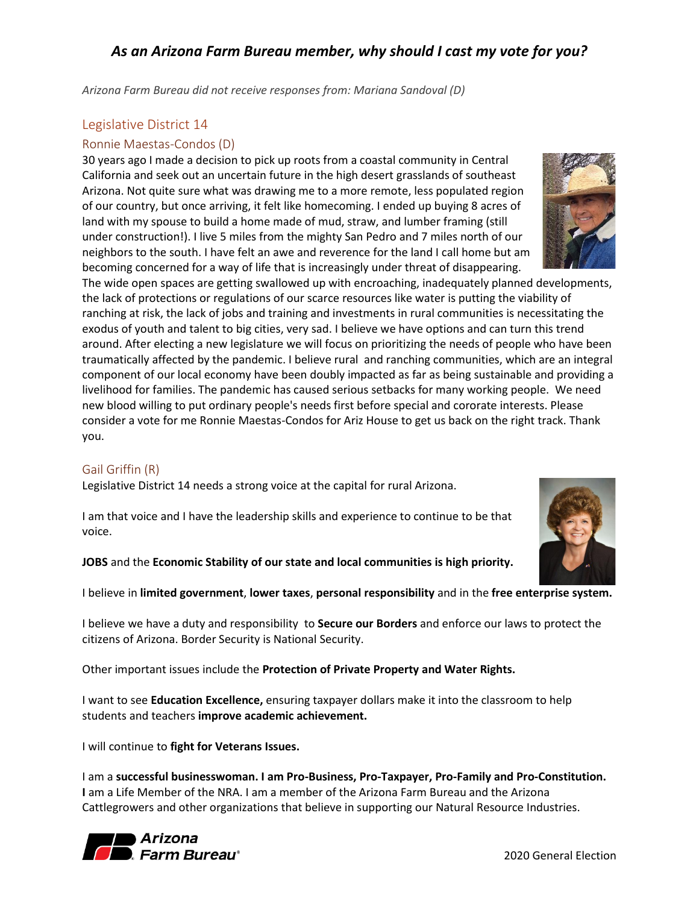## *As an Arizona Farm Bureau member, why should I cast my vote for you?*

*Arizona Farm Bureau did not receive responses from: Mariana Sandoval (D)*

### Legislative District 14

### Ronnie Maestas-Condos (D)

30 years ago I made a decision to pick up roots from a coastal community in Central California and seek out an uncertain future in the high desert grasslands of southeast Arizona. Not quite sure what was drawing me to a more remote, less populated region of our country, but once arriving, it felt like homecoming. I ended up buying 8 acres of land with my spouse to build a home made of mud, straw, and lumber framing (still under construction!). I live 5 miles from the mighty San Pedro and 7 miles north of our neighbors to the south. I have felt an awe and reverence for the land I call home but am becoming concerned for a way of life that is increasingly under threat of disappearing. The wide open spaces are getting swallowed up with encroaching, inadequately planned developments, the lack of protections or regulations of our scarce resources like water is putting the viability of ranching at risk, the lack of jobs and training and investments in rural communities is necessitating the exodus of youth and talent to big cities, very sad. I believe we have options and can turn this trend around. After electing a new legislature we will focus on prioritizing the needs of people who have been traumatically affected by the pandemic. I believe rural and ranching communities, which are an integral component of our local economy have been doubly impacted as far as being sustainable and providing a livelihood for families. The pandemic has caused serious setbacks for many working people. We need new blood willing to put ordinary people's needs first before special and cororate interests. Please consider a vote for me Ronnie Maestas-Condos for Ariz House to get us back on the right track. Thank you.

### Gail Griffin (R)

Legislative District 14 needs a strong voice at the capital for rural Arizona.

I am that voice and I have the leadership skills and experience to continue to be that voice.

**JOBS** and the **Economic Stability of our state and local communities is high priority.**

I believe in **limited government**, **lower taxes**, **personal responsibility** and in the **free enterprise system.**

I believe we have a duty and responsibility to **Secure our Borders** and enforce our laws to protect the citizens of Arizona. Border Security is National Security.

Other important issues include the **Protection of Private Property and Water Rights.**

I want to see **Education Excellence,** ensuring taxpayer dollars make it into the classroom to help students and teachers **improve academic achievement.**

I will continue to **fight for Veterans Issues.**

I am a **successful businesswoman. I am Pro-Business, Pro-Taxpayer, Pro-Family and Pro-Constitution. I** am a Life Member of the NRA. I am a member of the Arizona Farm Bureau and the Arizona Cattlegrowers and other organizations that believe in supporting our Natural Resource Industries.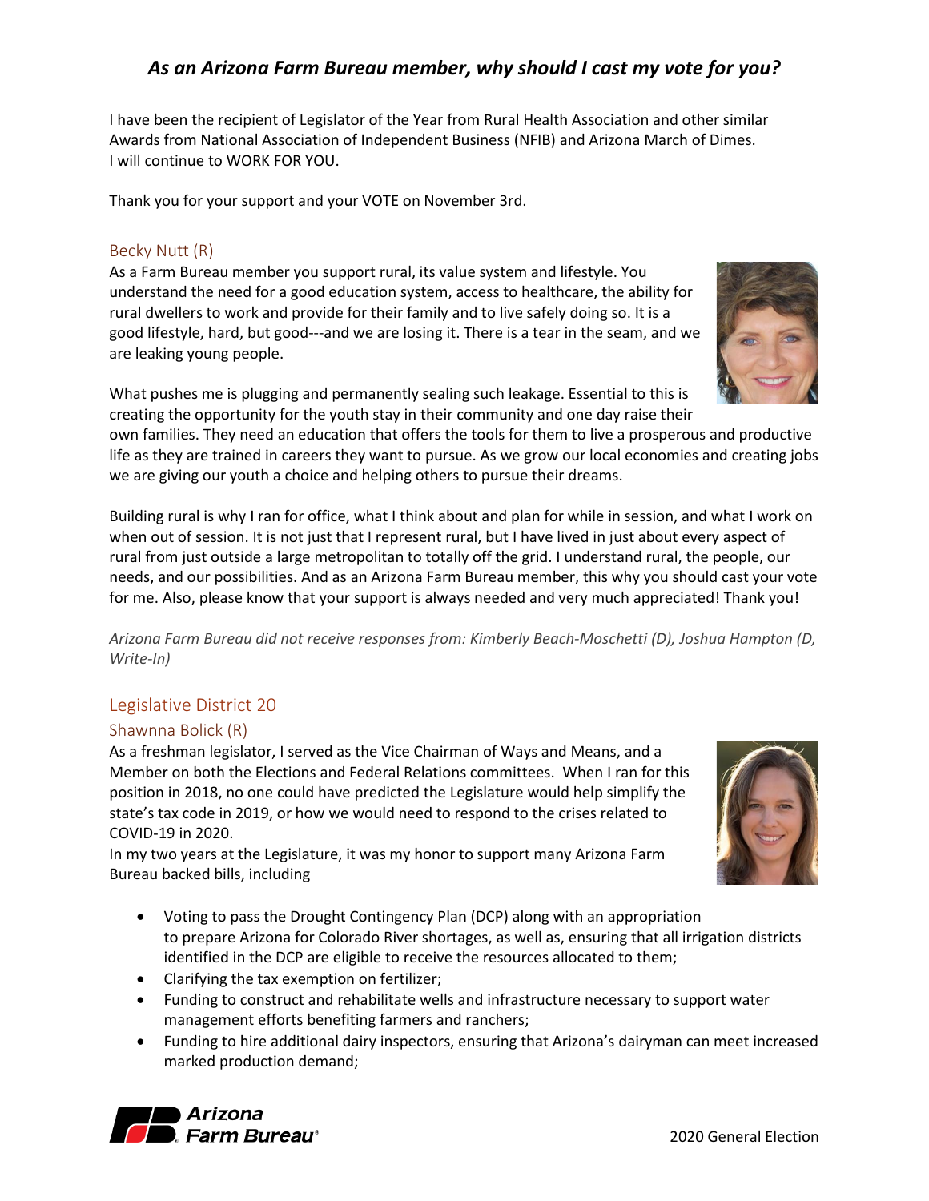## *As an Arizona Farm Bureau member, why should I cast my vote for you?*

I have been the recipient of Legislator of the Year from Rural Health Association and other similar Awards from National Association of Independent Business (NFIB) and Arizona March of Dimes. I will continue to WORK FOR YOU.

Thank you for your support and your VOTE on November 3rd.

### Becky Nutt (R)

As a Farm Bureau member you support rural, its value system and lifestyle. You understand the need for a good education system, access to healthcare, the ability for rural dwellers to work and provide for their family and to live safely doing so. It is a good lifestyle, hard, but good---and we are losing it. There is a tear in the seam, and we are leaking young people.

What pushes me is plugging and permanently sealing such leakage. Essential to this is creating the opportunity for the youth stay in their community and one day raise their own families. They need an education that offers the tools for them to live a prosperous and productive life as they are trained in careers they want to pursue. As we grow our local economies and creating jobs we are giving our youth a choice and helping others to pursue their dreams.

Building rural is why I ran for office, what I think about and plan for while in session, and what I work on when out of session. It is not just that I represent rural, but I have lived in just about every aspect of rural from just outside a large metropolitan to totally off the grid. I understand rural, the people, our needs, and our possibilities. And as an Arizona Farm Bureau member, this why you should cast your vote for me. Also, please know that your support is always needed and very much appreciated! Thank you!

*Arizona Farm Bureau did not receive responses from: Kimberly Beach-Moschetti (D), Joshua Hampton (D, Write-In)*

## Legislative District 20

### Shawnna Bolick (R)

As a freshman legislator, I served as the Vice Chairman of Ways and Means, and a Member on both the Elections and Federal Relations committees. When I ran for this position in 2018, no one could have predicted the Legislature would help simplify the state's tax code in 2019, or how we would need to respond to the crises related to COVID-19 in 2020.

In my two years at the Legislature, it was my honor to support many Arizona Farm Bureau backed bills, including

- Voting to pass the Drought Contingency Plan (DCP) along with an appropriation to prepare Arizona for Colorado River shortages, as well as, ensuring that all irrigation districts identified in the DCP are eligible to receive the resources allocated to them;
- Clarifying the tax exemption on fertilizer;
- Funding to construct and rehabilitate wells and infrastructure necessary to support water management efforts benefiting farmers and ranchers;
- Funding to hire additional dairy inspectors, ensuring that Arizona's dairyman can meet increased marked production demand;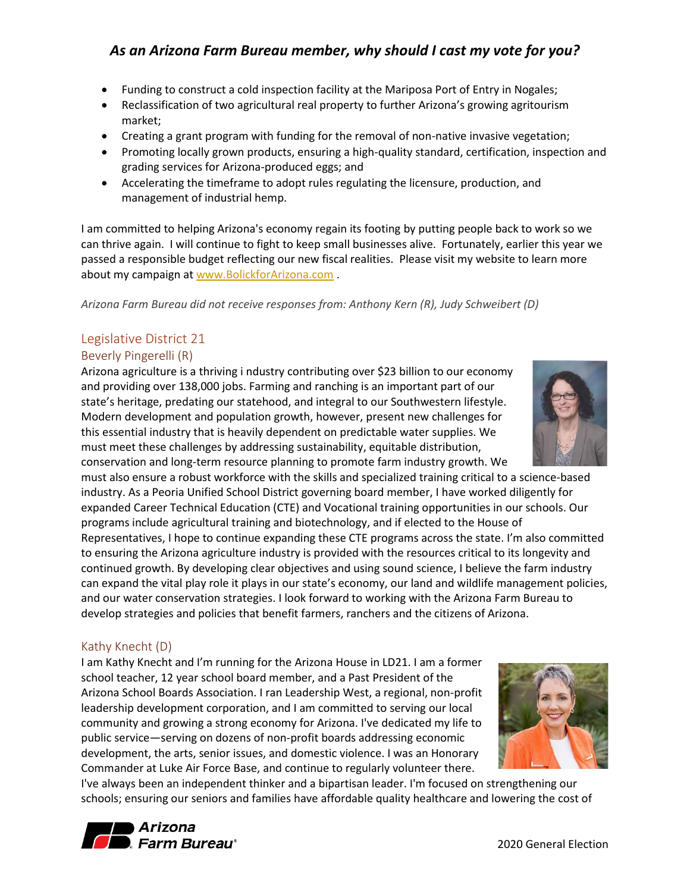## *As an Arizona Farm Bureau member, why should I cast my vote for you?*

- Funding to construct a cold inspection facility at the Mariposa Port of Entry in Nogales;
- Reclassification of two agricultural real property to further Arizona's growing agritourism market;
- Creating a grant program with funding for the removal of non-native invasive vegetation;
- Promoting locally grown products, ensuring a high-quality standard, certification, inspection and grading services for Arizona-produced eggs; and
- Accelerating the timeframe to adopt rules regulating the licensure, production, and management of industrial hemp.

I am committed to helping Arizona's economy regain its footing by putting people back to work so we can thrive again. I will continue to fight to keep small businesses alive. Fortunately, earlier this year we passed a responsible budget reflecting our new fiscal realities. Please visit my website to learn more about my campaign at [www.BolickforArizona.com](http://www.BolickforArizona.com) .

*Arizona Farm Bureau did not receive responses from: Anthony Kern (R), Judy Schweibert (D)*

## Legislative District 21

### Beverly Pingerelli (R)

Arizona agriculture is a thriving i ndustry contributing over $23 billion to our economy and providing over 138,000 jobs. Farming and ranching is an important part of our state's heritage, predating our statehood, and integral to our Southwestern lifestyle. Modern development and population growth, however, present new challenges for this essential industry that is heavily dependent on predictable water supplies. We must meet these challenges by addressing sustainability, equitable distribution, conservation and long-term resource planning to promote farm industry growth. We must also ensure a robust workforce with the skills and specialized training critical to a science-based industry. As a Peoria Unified School District governing board member, I have worked diligently for expanded Career Technical Education (CTE) and Vocational training opportunities in our schools. Our programs include agricultural training and biotechnology, and if elected to the House of Representatives, I hope to continue expanding these CTE programs across the state. I'm also committed to ensuring the Arizona agriculture industry is provided with the resources critical to its longevity and continued growth. By developing clear objectives and using sound science, I believe the farm industry can expand the vital play role it plays in our state's economy, our land and wildlife management policies, and our water conservation strategies. I look forward to working with the Arizona Farm Bureau to develop strategies and policies that benefit farmers, ranchers and the citizens of Arizona.

### Kathy Knecht (D)

I am Kathy Knecht and I'm running for the Arizona House in LD21. I am a former school teacher, 12 year school board member, and a Past President of the Arizona School Boards Association. I ran Leadership West, a regional, non-profit leadership development corporation, and I am committed to serving our local community and growing a strong economy for Arizona. I've dedicated my life to public service—serving on dozens of non-profit boards addressing economic development, the arts, senior issues, and domestic violence. I was an Honorary Commander at Luke Air Force Base, and continue to regularly volunteer there. I've always been an independent thinker and a bipartisan leader. I'm focused on strengthening our schools; ensuring our seniors and families have affordable quality healthcare and lowering the cost of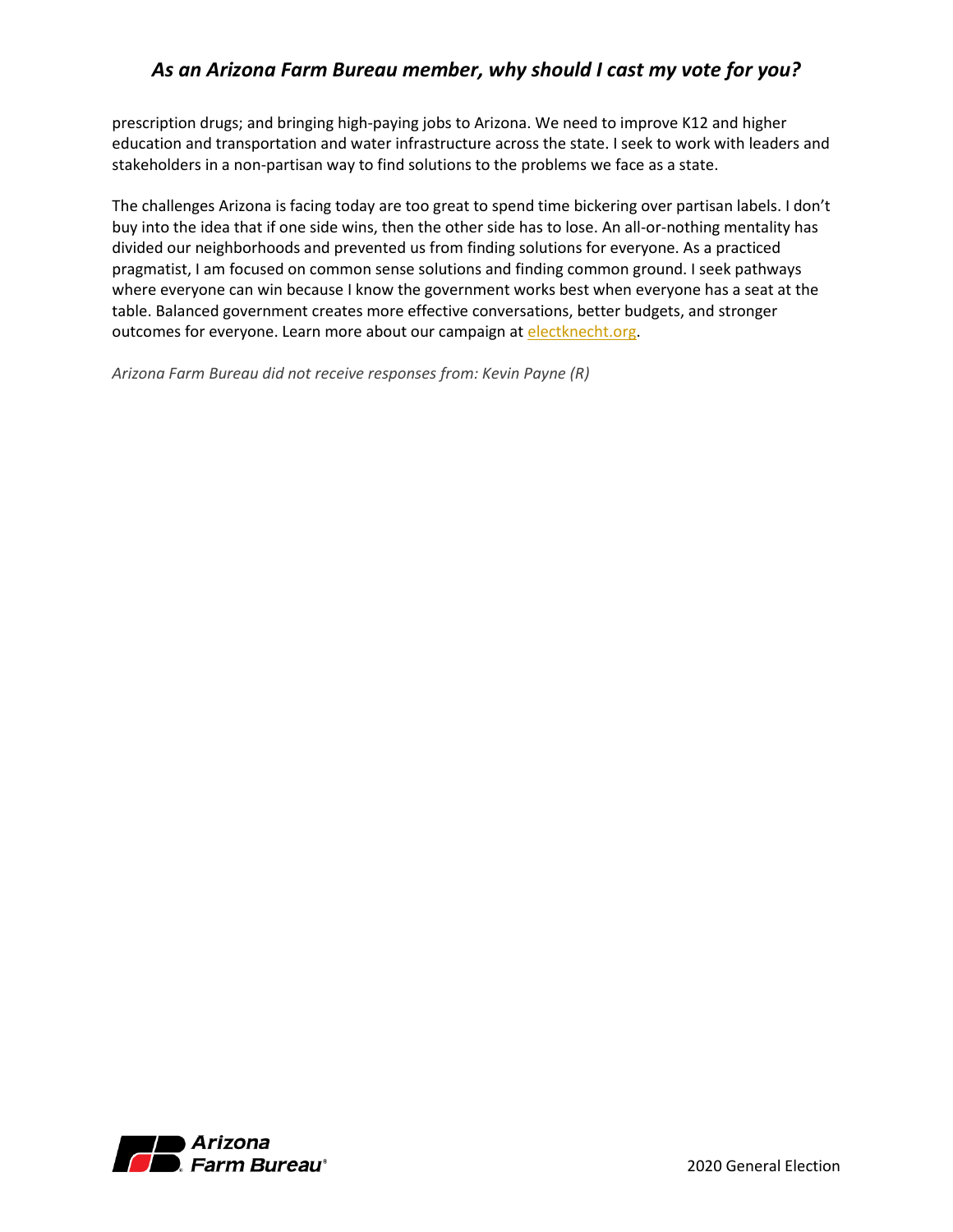prescription drugs; and bringing high-paying jobs to Arizona. We need to improve K12 and higher education and transportation and water infrastructure across the state. I seek to work with leaders and stakeholders in a non-partisan way to find solutions to the problems we face as a state.

The challenges Arizona is facing today are too great to spend time bickering over partisan labels. I don't buy into the idea that if one side wins, then the other side has to lose. An all-or-nothing mentality has divided our neighborhoods and prevented us from finding solutions for everyone. As a practiced pragmatist, I am focused on common sense solutions and finding common ground. I seek pathways where everyone can win because I know the government works best when everyone has a seat at the table. Balanced government creates more effective conversations, better budgets, and stronger outcomes for everyone. Learn more about our campaign at electknecht.org.

*Arizona Farm Bureau did not receive responses from: Kevin Payne (R)*